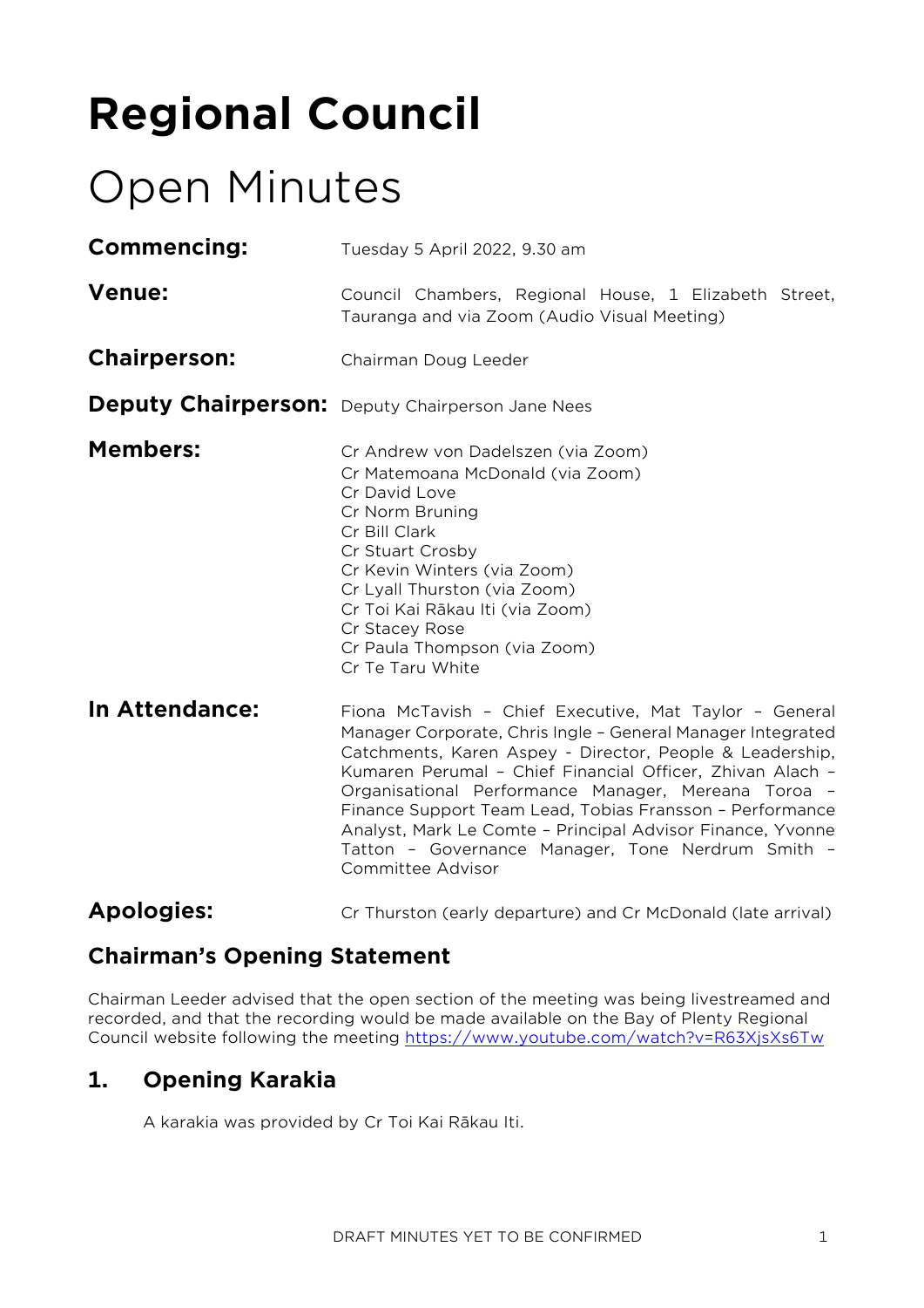# Regional Council

## Open Minutes

**Commencing:** Tuesday 5 April 2022, 9.30 am

**Venue:** Council Chambers, Regional House, 1 Elizabeth Street, Tauranga and via Zoom (Audio Visual Meeting)

**Chairperson:** Chairman Doug Leeder

**Deputy Chairperson:** Deputy Chairperson Jane Nees

**Members:**
Cr Andrew von Dadelszen (via Zoom)
Cr Matemoana McDonald (via Zoom)
Cr David Love
Cr Norm Bruning
Cr Bill Clark
Cr Stuart Crosby
Cr Kevin Winters (via Zoom)
Cr Lyall Thurston (via Zoom)
Cr Toi Kai Rākau Iti (via Zoom)
Cr Stacey Rose
Cr Paula Thompson (via Zoom)
Cr Te Taru White

**In Attendance:** Fiona McTavish – Chief Executive, Mat Taylor – General Manager Corporate, Chris Ingle – General Manager Integrated Catchments, Karen Aspey - Director, People & Leadership, Kumaren Perumal – Chief Financial Officer, Zhivan Alach – Organisational Performance Manager, Mereana Toroa – Finance Support Team Lead, Tobias Fransson – Performance Analyst, Mark Le Comte – Principal Advisor Finance, Yvonne Tatton – Governance Manager, Tone Nerdrum Smith – Committee Advisor

**Apologies:** Cr Thurston (early departure) and Cr McDonald (late arrival)

## Chairman's Opening Statement

Chairman Leeder advised that the open section of the meeting was being livestreamed and recorded, and that the recording would be made available on the Bay of Plenty Regional Council website following the meeting https://www.youtube.com/watch?v=R63XjsXs6Tw

## 1. Opening Karakia

A karakia was provided by Cr Toi Kai Rākau Iti.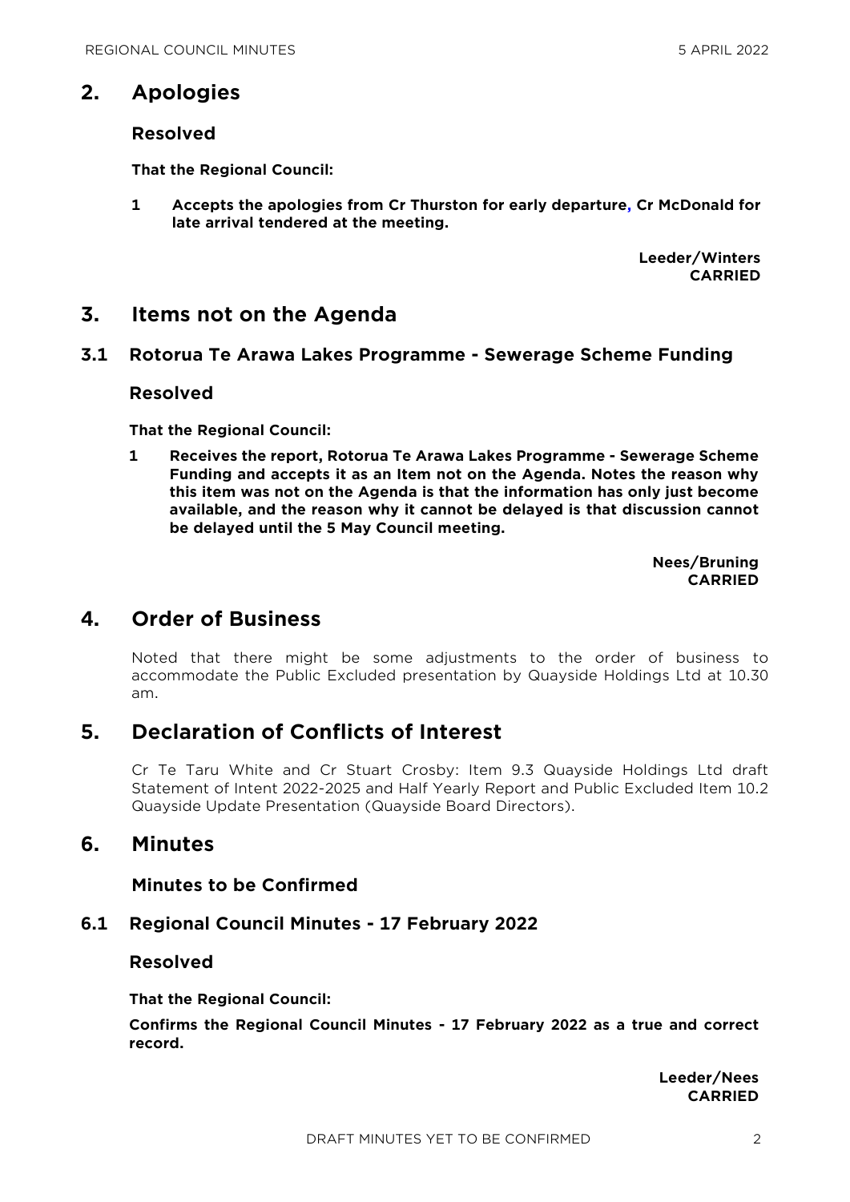## 2. Apologies

### Resolved

**That the Regional Council:**

**1 Accepts the apologies from Cr Thurston for early departure, Cr McDonald for late arrival tendered at the meeting.**

**Leeder/Winters**
**CARRIED**

## 3. Items not on the Agenda

### 3.1 Rotorua Te Arawa Lakes Programme - Sewerage Scheme Funding

### Resolved

**That the Regional Council:**

**1 Receives the report, Rotorua Te Arawa Lakes Programme - Sewerage Scheme Funding and accepts it as an Item not on the Agenda. Notes the reason why this item was not on the Agenda is that the information has only just become available, and the reason why it cannot be delayed is that discussion cannot be delayed until the 5 May Council meeting.**

**Nees/Bruning**
**CARRIED**

## 4. Order of Business

Noted that there might be some adjustments to the order of business to accommodate the Public Excluded presentation by Quayside Holdings Ltd at 10.30 am.

## 5. Declaration of Conflicts of Interest

Cr Te Taru White and Cr Stuart Crosby: Item 9.3 Quayside Holdings Ltd draft Statement of Intent 2022-2025 and Half Yearly Report and Public Excluded Item 10.2 Quayside Update Presentation (Quayside Board Directors).

## 6. Minutes

### Minutes to be Confirmed

### 6.1 Regional Council Minutes - 17 February 2022

### Resolved

**That the Regional Council:**

**Confirms the Regional Council Minutes - 17 February 2022 as a true and correct record.**

**Leeder/Nees**
**CARRIED**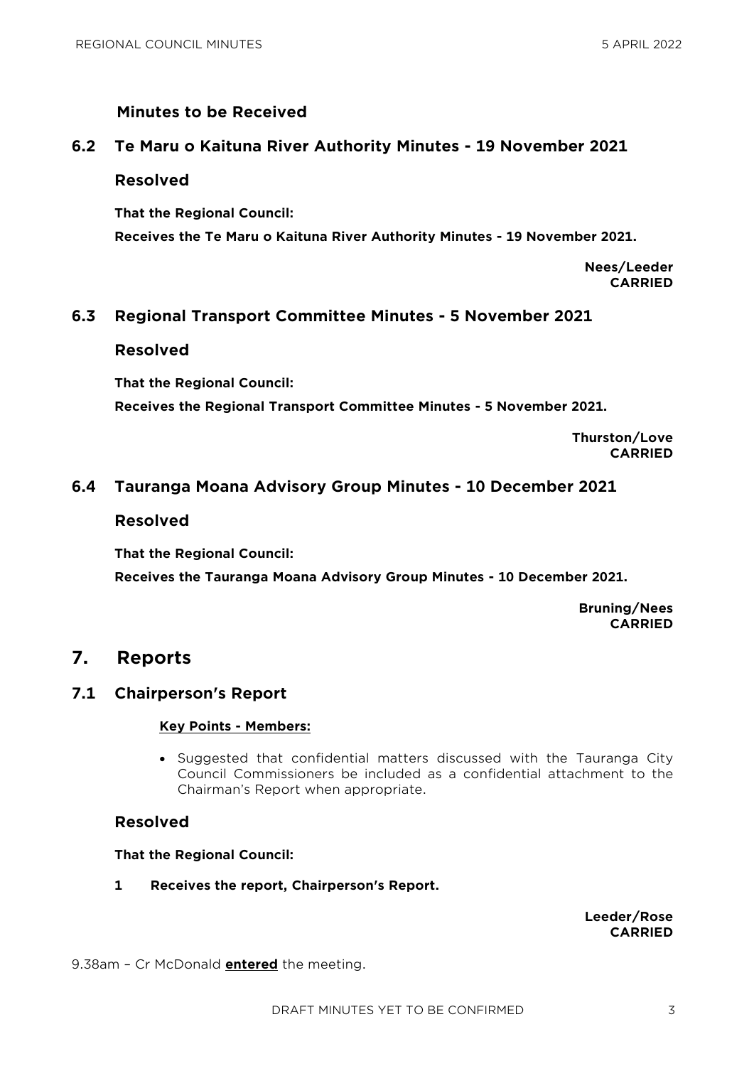### Minutes to be Received

## 6.2 Te Maru o Kaituna River Authority Minutes - 19 November 2021

### Resolved

**That the Regional Council:**

**Receives the Te Maru o Kaituna River Authority Minutes - 19 November 2021.**

**Nees/Leeder**
**CARRIED**

## 6.3 Regional Transport Committee Minutes - 5 November 2021

### Resolved

**That the Regional Council:**

**Receives the Regional Transport Committee Minutes - 5 November 2021.**

**Thurston/Love**
**CARRIED**

## 6.4 Tauranga Moana Advisory Group Minutes - 10 December 2021

### Resolved

**That the Regional Council:**

**Receives the Tauranga Moana Advisory Group Minutes - 10 December 2021.**

**Bruning/Nees**
**CARRIED**

# 7. Reports

## 7.1 Chairperson's Report

**Key Points - Members:**

- Suggested that confidential matters discussed with the Tauranga City Council Commissioners be included as a confidential attachment to the Chairman's Report when appropriate.

### Resolved

**That the Regional Council:**

**1 Receives the report, Chairperson's Report.**

**Leeder/Rose**
**CARRIED**

9.38am – Cr McDonald **entered** the meeting.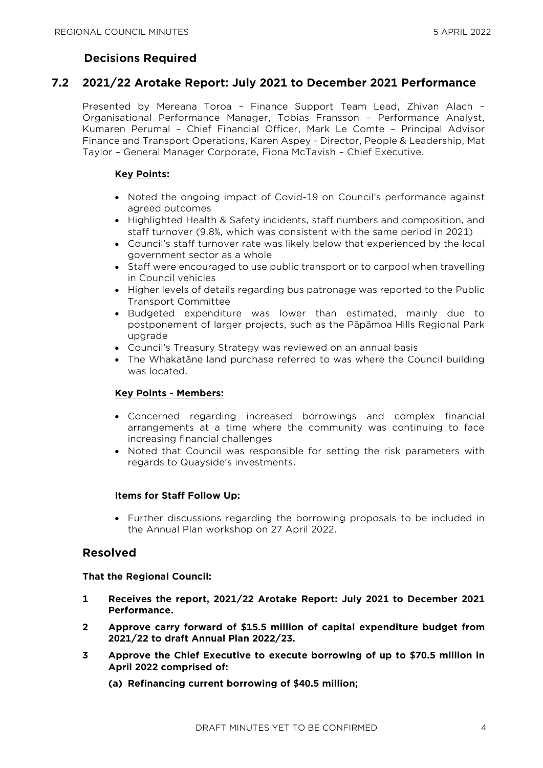## Decisions Required

## 7.2 2021/22 Arotake Report: July 2021 to December 2021 Performance

Presented by Mereana Toroa – Finance Support Team Lead, Zhivan Alach – Organisational Performance Manager, Tobias Fransson – Performance Analyst, Kumaren Perumal – Chief Financial Officer, Mark Le Comte – Principal Advisor Finance and Transport Operations, Karen Aspey - Director, People & Leadership, Mat Taylor – General Manager Corporate, Fiona McTavish – Chief Executive.

**Key Points:**

- Noted the ongoing impact of Covid-19 on Council's performance against agreed outcomes
- Highlighted Health & Safety incidents, staff numbers and composition, and staff turnover (9.8%, which was consistent with the same period in 2021)
- Council's staff turnover rate was likely below that experienced by the local government sector as a whole
- Staff were encouraged to use public transport or to carpool when travelling in Council vehicles
- Higher levels of details regarding bus patronage was reported to the Public Transport Committee
- Budgeted expenditure was lower than estimated, mainly due to postponement of larger projects, such as the Pāpāmoa Hills Regional Park upgrade
- Council's Treasury Strategy was reviewed on an annual basis
- The Whakatāne land purchase referred to was where the Council building was located.

**Key Points - Members:**

- Concerned regarding increased borrowings and complex financial arrangements at a time where the community was continuing to face increasing financial challenges
- Noted that Council was responsible for setting the risk parameters with regards to Quayside's investments.

**Items for Staff Follow Up:**

- Further discussions regarding the borrowing proposals to be included in the Annual Plan workshop on 27 April 2022.

## Resolved

**That the Regional Council:**

**1 Receives the report, 2021/22 Arotake Report: July 2021 to December 2021 Performance.**

**2 Approve carry forward of $15.5 million of capital expenditure budget from 2021/22 to draft Annual Plan 2022/23.**

**3 Approve the Chief Executive to execute borrowing of up to $70.5 million in April 2022 comprised of:**

**(a) Refinancing current borrowing of $40.5 million;**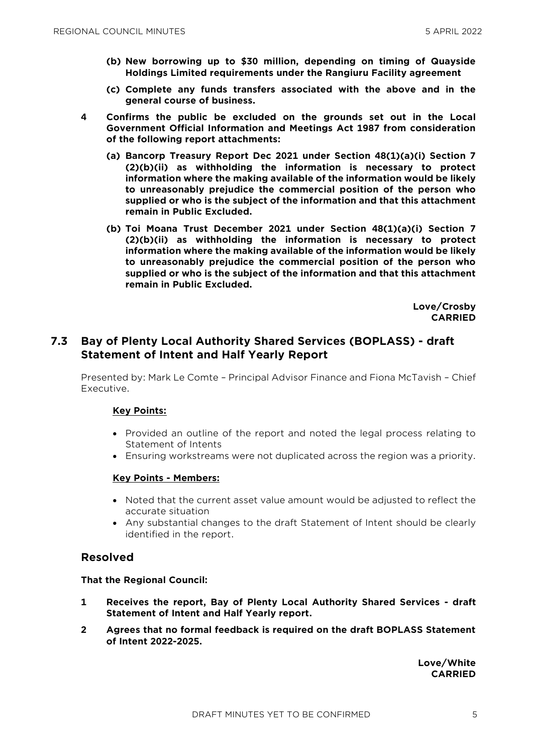**(b) New borrowing up to $30 million, depending on timing of Quayside Holdings Limited requirements under the Rangiuru Facility agreement**

**(c) Complete any funds transfers associated with the above and in the general course of business.**

**4 Confirms the public be excluded on the grounds set out in the Local Government Official Information and Meetings Act 1987 from consideration of the following report attachments:**

**(a) Bancorp Treasury Report Dec 2021 under Section 48(1)(a)(i) Section 7 (2)(b)(ii) as withholding the information is necessary to protect information where the making available of the information would be likely to unreasonably prejudice the commercial position of the person who supplied or who is the subject of the information and that this attachment remain in Public Excluded.**

**(b) Toi Moana Trust December 2021 under Section 48(1)(a)(i) Section 7 (2)(b)(ii) as withholding the information is necessary to protect information where the making available of the information would be likely to unreasonably prejudice the commercial position of the person who supplied or who is the subject of the information and that this attachment remain in Public Excluded.**

**Love/Crosby**
**CARRIED**

## 7.3 Bay of Plenty Local Authority Shared Services (BOPLASS) - draft Statement of Intent and Half Yearly Report

Presented by: Mark Le Comte – Principal Advisor Finance and Fiona McTavish – Chief Executive.

**Key Points:**

- Provided an outline of the report and noted the legal process relating to Statement of Intents
- Ensuring workstreams were not duplicated across the region was a priority.

**Key Points - Members:**

- Noted that the current asset value amount would be adjusted to reflect the accurate situation
- Any substantial changes to the draft Statement of Intent should be clearly identified in the report.

### Resolved

**That the Regional Council:**

**1 Receives the report, Bay of Plenty Local Authority Shared Services - draft Statement of Intent and Half Yearly report.**

**2 Agrees that no formal feedback is required on the draft BOPLASS Statement of Intent 2022-2025.**

**Love/White**
**CARRIED**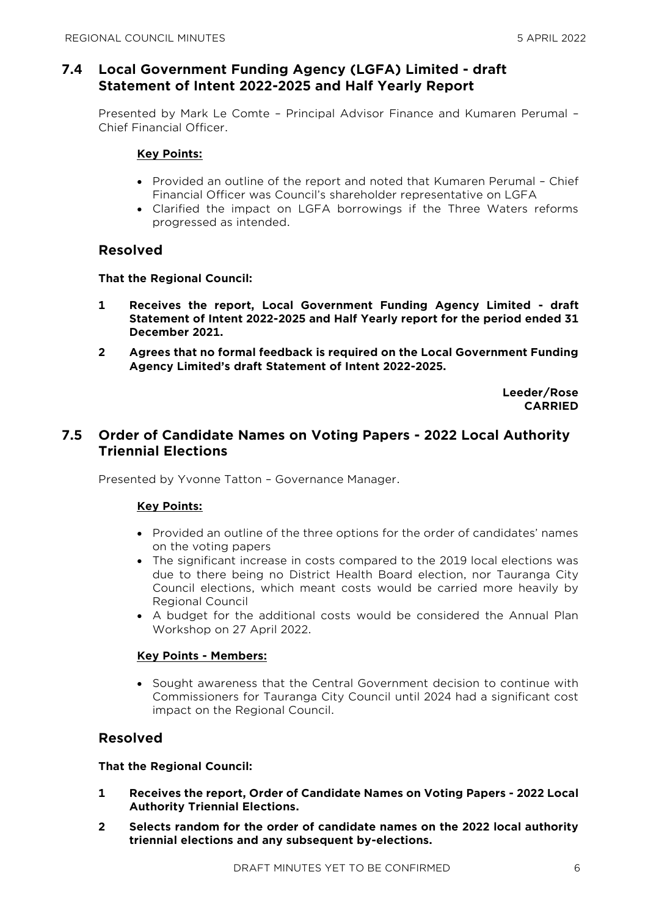## 7.4 Local Government Funding Agency (LGFA) Limited - draft Statement of Intent 2022-2025 and Half Yearly Report

Presented by Mark Le Comte – Principal Advisor Finance and Kumaren Perumal – Chief Financial Officer.

**Key Points:**

- Provided an outline of the report and noted that Kumaren Perumal – Chief Financial Officer was Council's shareholder representative on LGFA
- Clarified the impact on LGFA borrowings if the Three Waters reforms progressed as intended.

### Resolved

**That the Regional Council:**

**1 Receives the report, Local Government Funding Agency Limited - draft Statement of Intent 2022-2025 and Half Yearly report for the period ended 31 December 2021.**

**2 Agrees that no formal feedback is required on the Local Government Funding Agency Limited's draft Statement of Intent 2022-2025.**

**Leeder/Rose**
**CARRIED**

## 7.5 Order of Candidate Names on Voting Papers - 2022 Local Authority Triennial Elections

Presented by Yvonne Tatton – Governance Manager.

**Key Points:**

- Provided an outline of the three options for the order of candidates' names on the voting papers
- The significant increase in costs compared to the 2019 local elections was due to there being no District Health Board election, nor Tauranga City Council elections, which meant costs would be carried more heavily by Regional Council
- A budget for the additional costs would be considered the Annual Plan Workshop on 27 April 2022.

**Key Points - Members:**

- Sought awareness that the Central Government decision to continue with Commissioners for Tauranga City Council until 2024 had a significant cost impact on the Regional Council.

### Resolved

**That the Regional Council:**

**1 Receives the report, Order of Candidate Names on Voting Papers - 2022 Local Authority Triennial Elections.**

**2 Selects random for the order of candidate names on the 2022 local authority triennial elections and any subsequent by-elections.**

DRAFT MINUTES YET TO BE CONFIRMED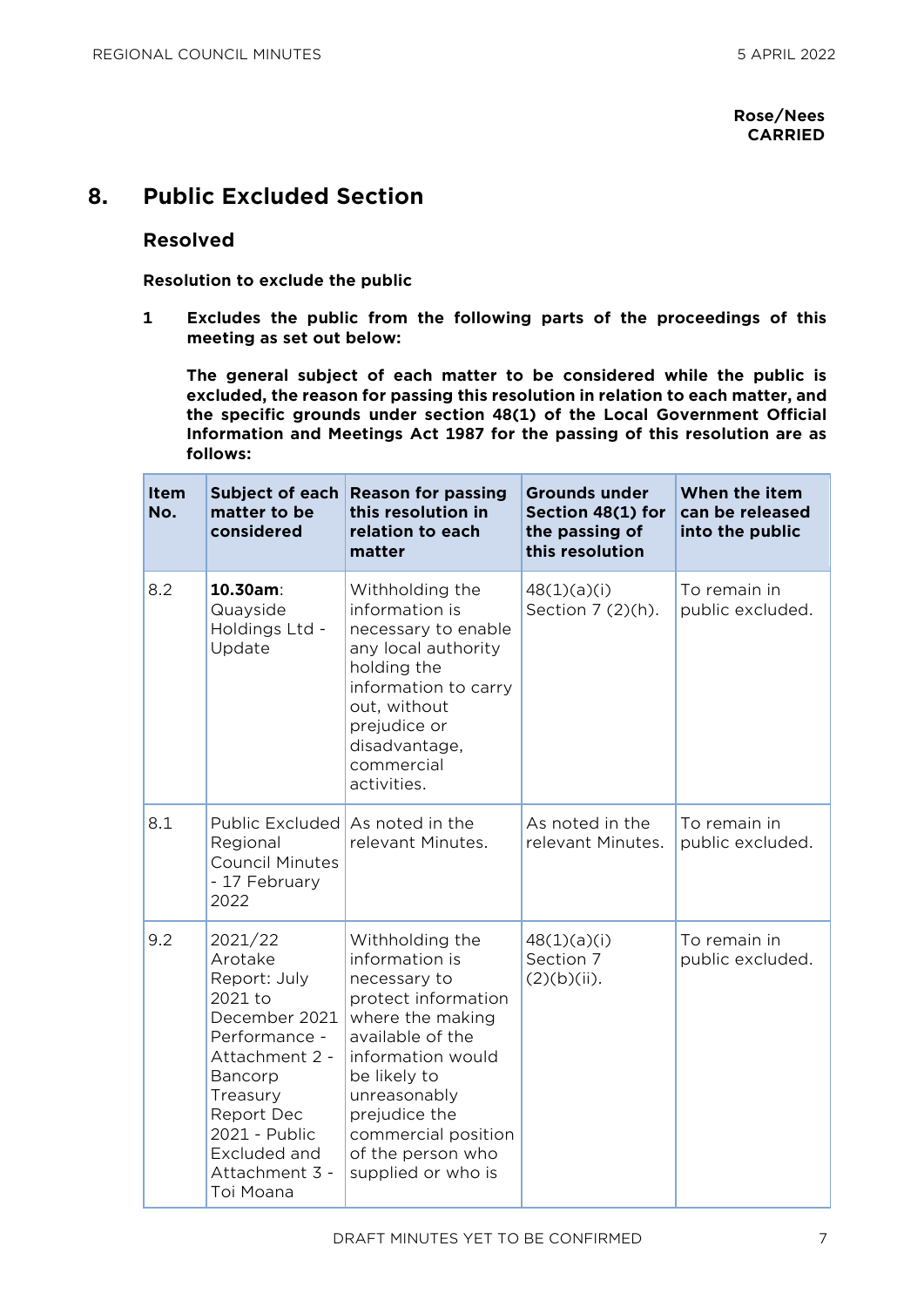**Rose/Nees**
**CARRIED**

## 8. Public Excluded Section

### Resolved

**Resolution to exclude the public**

**1 Excludes the public from the following parts of the proceedings of this meeting as set out below:**

**The general subject of each matter to be considered while the public is excluded, the reason for passing this resolution in relation to each matter, and the specific grounds under section 48(1) of the Local Government Official Information and Meetings Act 1987 for the passing of this resolution are as follows:**

| Item No. | Subject of each matter to be considered | Reason for passing this resolution in relation to each matter | Grounds under Section 48(1) for the passing of this resolution | When the item can be released into the public |
|---|---|---|---|---|
| 8.2 | **10.30am**: Quayside Holdings Ltd - Update | Withholding the information is necessary to enable any local authority holding the information to carry out, without prejudice or disadvantage, commercial activities. | 48(1)(a)(i) Section 7 (2)(h). | To remain in public excluded. |
| 8.1 | Public Excluded Regional Council Minutes - 17 February 2022 | As noted in the relevant Minutes. | As noted in the relevant Minutes. | To remain in public excluded. |
| 9.2 | 2021/22 Arotake Report: July 2021 to December 2021 Performance - Attachment 2 - Bancorp Treasury Report Dec 2021 - Public Excluded and Attachment 3 - Toi Moana | Withholding the information is necessary to protect information where the making available of the information would be likely to unreasonably prejudice the commercial position of the person who supplied or who is | 48(1)(a)(i) Section 7 (2)(b)(ii). | To remain in public excluded. |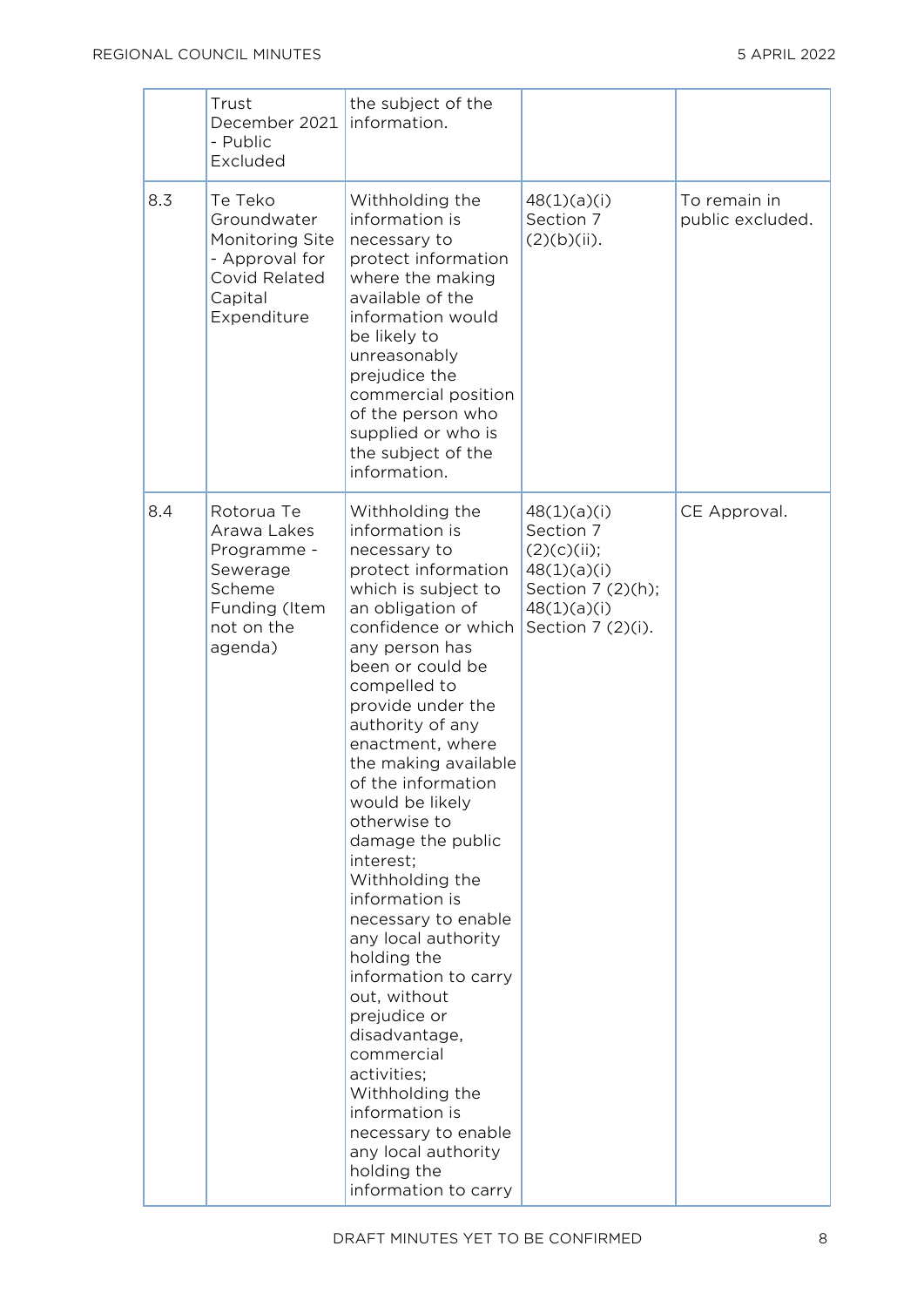| | | | | |
|---|---|---|---|---|
| | Trust December 2021 - Public Excluded | the subject of the information. | | |
| 8.3 | Te Teko Groundwater Monitoring Site - Approval for Covid Related Capital Expenditure | Withholding the information is necessary to protect information where the making available of the information would be likely to unreasonably prejudice the commercial position of the person who supplied or who is the subject of the information. | 48(1)(a)(i) Section 7 (2)(b)(ii). | To remain in public excluded. |
| 8.4 | Rotorua Te Arawa Lakes Programme - Sewerage Scheme Funding (Item not on the agenda) | Withholding the information is necessary to protect information which is subject to an obligation of confidence or which any person has been or could be compelled to provide under the authority of any enactment, where the making available of the information would be likely otherwise to damage the public interest; Withholding the information is necessary to enable any local authority holding the information to carry out, without prejudice or disadvantage, commercial activities; Withholding the information is necessary to enable any local authority holding the information to carry | 48(1)(a)(i) Section 7 (2)(c)(ii); 48(1)(a)(i) Section 7 (2)(h); 48(1)(a)(i) Section 7 (2)(i). | CE Approval. |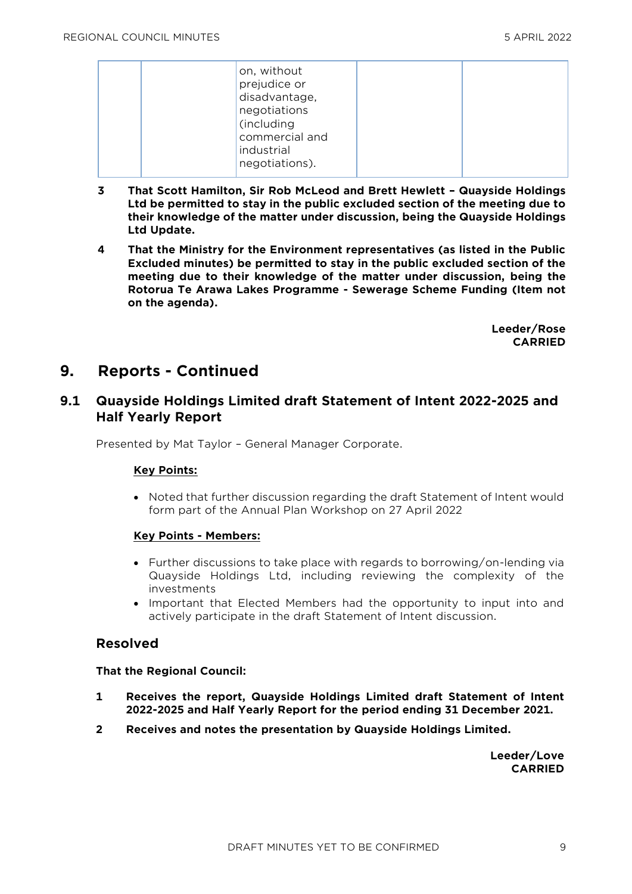|  |  | on, without prejudice or disadvantage, negotiations (including commercial and industrial negotiations). |  |  |
|---|---|---|---|---|

**3 That Scott Hamilton, Sir Rob McLeod and Brett Hewlett – Quayside Holdings Ltd be permitted to stay in the public excluded section of the meeting due to their knowledge of the matter under discussion, being the Quayside Holdings Ltd Update.**

**4 That the Ministry for the Environment representatives (as listed in the Public Excluded minutes) be permitted to stay in the public excluded section of the meeting due to their knowledge of the matter under discussion, being the Rotorua Te Arawa Lakes Programme - Sewerage Scheme Funding (Item not on the agenda).**

**Leeder/Rose**
**CARRIED**

# 9. Reports - Continued

## 9.1 Quayside Holdings Limited draft Statement of Intent 2022-2025 and Half Yearly Report

Presented by Mat Taylor – General Manager Corporate.

**Key Points:**

- Noted that further discussion regarding the draft Statement of Intent would form part of the Annual Plan Workshop on 27 April 2022

**Key Points - Members:**

- Further discussions to take place with regards to borrowing/on-lending via Quayside Holdings Ltd, including reviewing the complexity of the investments
- Important that Elected Members had the opportunity to input into and actively participate in the draft Statement of Intent discussion.

### Resolved

**That the Regional Council:**

**1 Receives the report, Quayside Holdings Limited draft Statement of Intent 2022-2025 and Half Yearly Report for the period ending 31 December 2021.**

**2 Receives and notes the presentation by Quayside Holdings Limited.**

**Leeder/Love**
**CARRIED**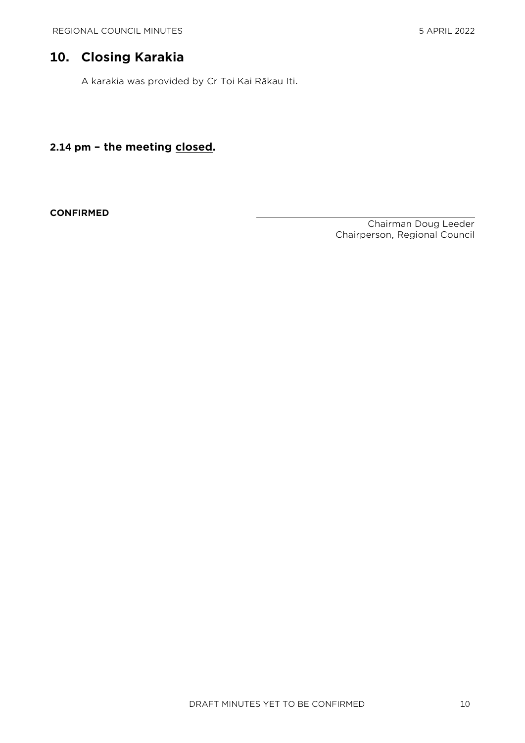## 10. Closing Karakia

A karakia was provided by Cr Toi Kai Rākau Iti.

**2.14 pm – the meeting closed.**

**CONFIRMED**

Chairman Doug Leeder
Chairperson, Regional Council